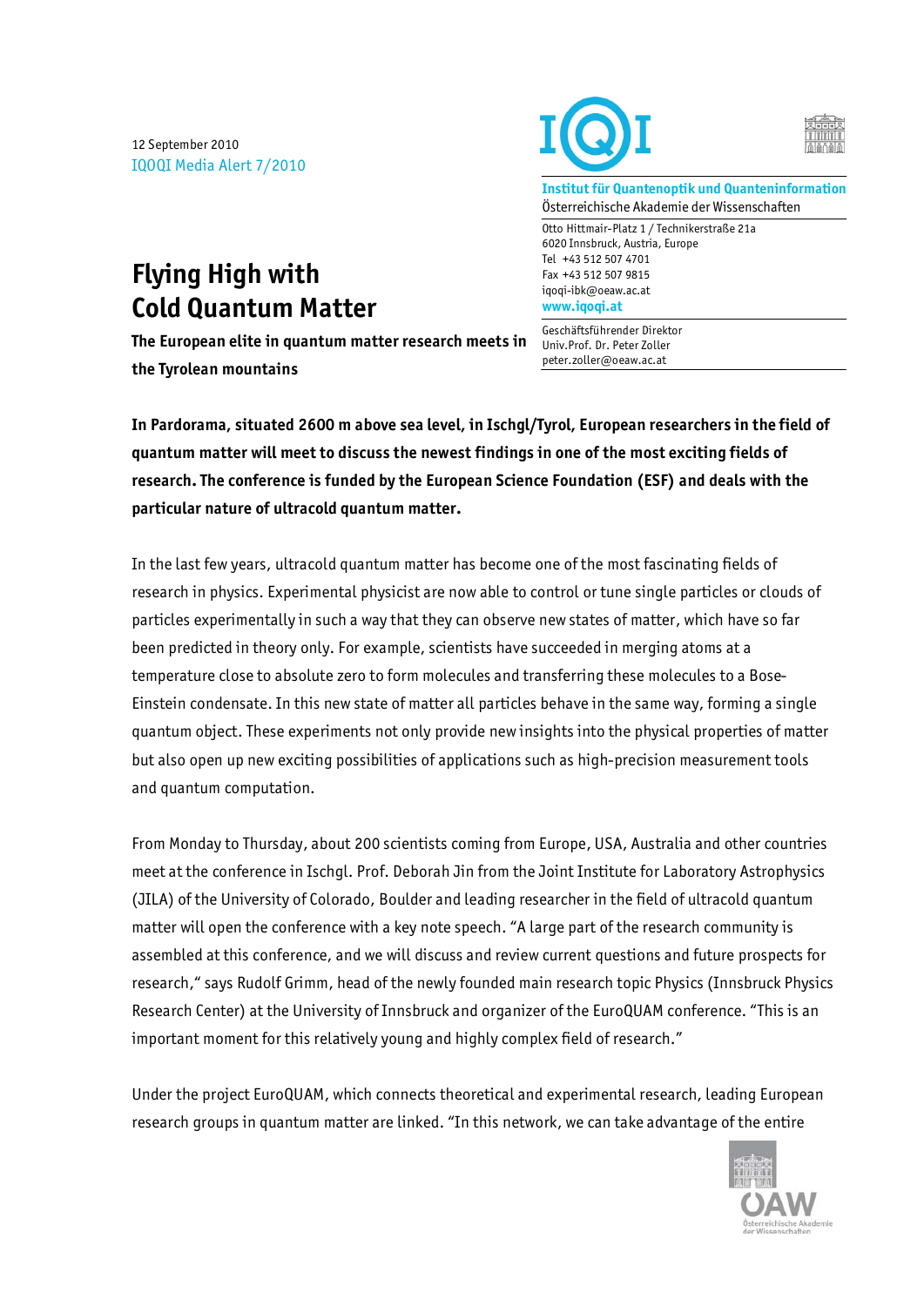12 September 2010
IQOQI Media Alert 7/2010

**Institut für Quantenoptik und Quanteninformation**
Österreichische Akademie der Wissenschaften

Otto Hittmair-Platz 1 / Technikerstraße 21a
6020 Innsbruck, Austria, Europe
Tel +43 512 507 4701
Fax +43 512 507 9815
iqoqi-ibk@oeaw.ac.at
**www.iqoqi.at**

Geschäftsführender Direktor
Univ.Prof. Dr. Peter Zoller
peter.zoller@oeaw.ac.at

# Flying High with Cold Quantum Matter

**The European elite in quantum matter research meets in the Tyrolean mountains**

**In Pardorama, situated 2600 m above sea level, in Ischgl/Tyrol, European researchers in the field of quantum matter will meet to discuss the newest findings in one of the most exciting fields of research. The conference is funded by the European Science Foundation (ESF) and deals with the particular nature of ultracold quantum matter.**

In the last few years, ultracold quantum matter has become one of the most fascinating fields of research in physics. Experimental physicist are now able to control or tune single particles or clouds of particles experimentally in such a way that they can observe new states of matter, which have so far been predicted in theory only. For example, scientists have succeeded in merging atoms at a temperature close to absolute zero to form molecules and transferring these molecules to a Bose-Einstein condensate. In this new state of matter all particles behave in the same way, forming a single quantum object. These experiments not only provide new insights into the physical properties of matter but also open up new exciting possibilities of applications such as high-precision measurement tools and quantum computation.

From Monday to Thursday, about 200 scientists coming from Europe, USA, Australia and other countries meet at the conference in Ischgl. Prof. Deborah Jin from the Joint Institute for Laboratory Astrophysics (JILA) of the University of Colorado, Boulder and leading researcher in the field of ultracold quantum matter will open the conference with a key note speech. “A large part of the research community is assembled at this conference, and we will discuss and review current questions and future prospects for research,“ says Rudolf Grimm, head of the newly founded main research topic Physics (Innsbruck Physics Research Center) at the University of Innsbruck and organizer of the EuroQUAM conference. “This is an important moment for this relatively young and highly complex field of research.”

Under the project EuroQUAM, which connects theoretical and experimental research, leading European research groups in quantum matter are linked. “In this network, we can take advantage of the entire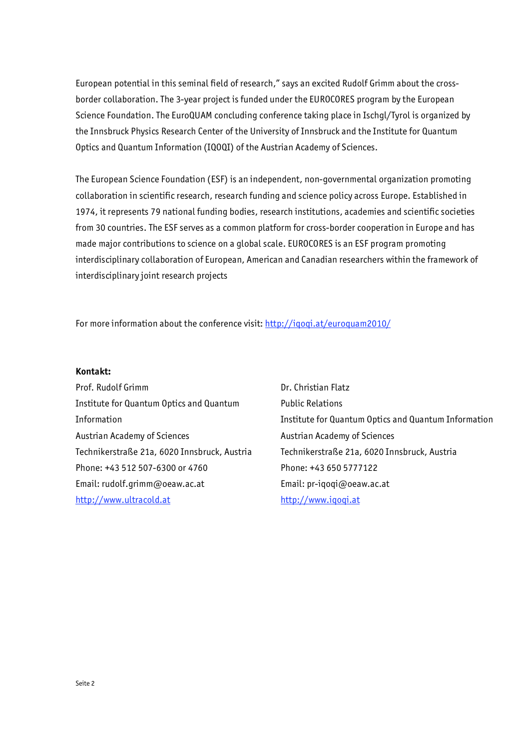European potential in this seminal field of research," says an excited Rudolf Grimm about the cross-border collaboration. The 3-year project is funded under the EUROCORES program by the European Science Foundation. The EuroQUAM concluding conference taking place in Ischgl/Tyrol is organized by the Innsbruck Physics Research Center of the University of Innsbruck and the Institute for Quantum Optics and Quantum Information (IQOQI) of the Austrian Academy of Sciences.

The European Science Foundation (ESF) is an independent, non-governmental organization promoting collaboration in scientific research, research funding and science policy across Europe. Established in 1974, it represents 79 national funding bodies, research institutions, academies and scientific societies from 30 countries. The ESF serves as a common platform for cross-border cooperation in Europe and has made major contributions to science on a global scale. EUROCORES is an ESF program promoting interdisciplinary collaboration of European, American and Canadian researchers within the framework of interdisciplinary joint research projects

For more information about the conference visit: http://iqoqi.at/euroquam2010/

**Kontakt:**

Prof. Rudolf Grimm
Institute for Quantum Optics and Quantum Information
Austrian Academy of Sciences
Technikerstraße 21a, 6020 Innsbruck, Austria
Phone: +43 512 507-6300 or 4760
Email: rudolf.grimm@oeaw.ac.at
http://www.ultracold.at

Dr. Christian Flatz
Public Relations
Institute for Quantum Optics and Quantum Information
Austrian Academy of Sciences
Technikerstraße 21a, 6020 Innsbruck, Austria
Phone: +43 650 5777122
Email: pr-iqoqi@oeaw.ac.at
http://www.iqoqi.at